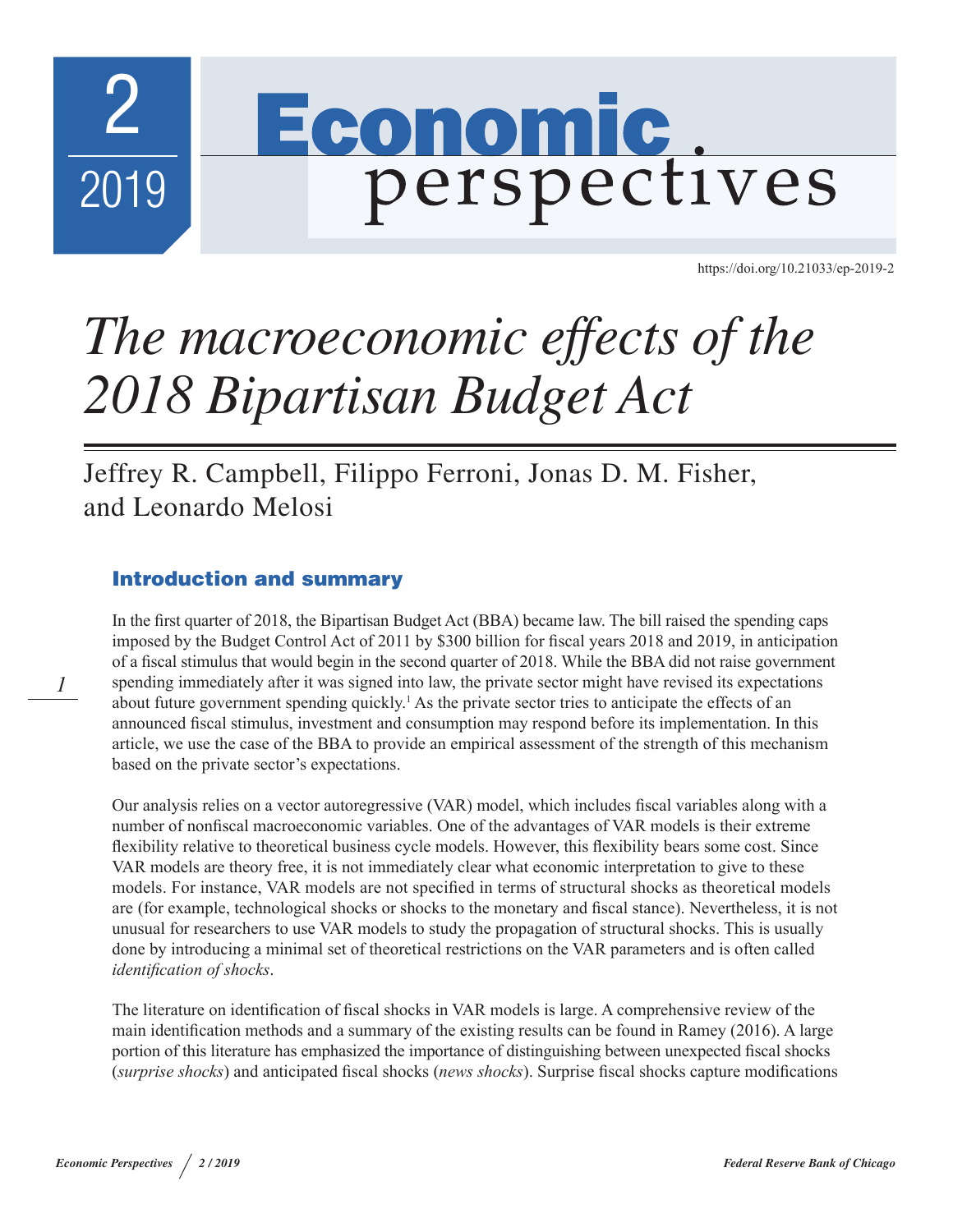# The macroeconomic effects of the 2018 Bipartisan Budget Act

Jeffrey R. Campbell, Filippo Ferroni, Jonas D. M. Fisher, and Leonardo Melosi

https://doi.org/10.21033/ep-2019-2

## Introduction and summary

In the first quarter of 2018, the Bipartisan Budget Act (BBA) became law. The bill raised the spending caps imposed by the Budget Control Act of 2011 by $300 billion for fiscal years 2018 and 2019, in anticipation of a fiscal stimulus that would begin in the second quarter of 2018. While the BBA did not raise government spending immediately after it was signed into law, the private sector might have revised its expectations about future government spending quickly.[1] As the private sector tries to anticipate the effects of an announced fiscal stimulus, investment and consumption may respond before its implementation. In this article, we use the case of the BBA to provide an empirical assessment of the strength of this mechanism based on the private sector's expectations.

Our analysis relies on a vector autoregressive (VAR) model, which includes fiscal variables along with a number of nonfiscal macroeconomic variables. One of the advantages of VAR models is their extreme flexibility relative to theoretical business cycle models. However, this flexibility bears some cost. Since VAR models are theory free, it is not immediately clear what economic interpretation to give to these models. For instance, VAR models are not specified in terms of structural shocks as theoretical models are (for example, technological shocks or shocks to the monetary and fiscal stance). Nevertheless, it is not unusual for researchers to use VAR models to study the propagation of structural shocks. This is usually done by introducing a minimal set of theoretical restrictions on the VAR parameters and is often called *identification of shocks*.

The literature on identification of fiscal shocks in VAR models is large. A comprehensive review of the main identification methods and a summary of the existing results can be found in Ramey (2016). A large portion of this literature has emphasized the importance of distinguishing between unexpected fiscal shocks (*surprise shocks*) and anticipated fiscal shocks (*news shocks*). Surprise fiscal shocks capture modifications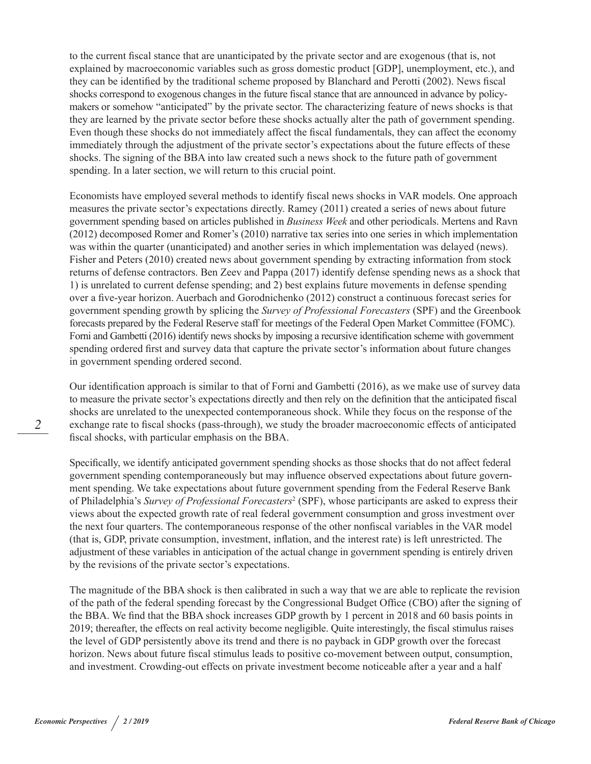to the current fiscal stance that are unanticipated by the private sector and are exogenous (that is, not explained by macroeconomic variables such as gross domestic product [GDP], unemployment, etc.), and they can be identified by the traditional scheme proposed by Blanchard and Perotti (2002). News fiscal shocks correspond to exogenous changes in the future fiscal stance that are announced in advance by policymakers or somehow "anticipated" by the private sector. The characterizing feature of news shocks is that they are learned by the private sector before these shocks actually alter the path of government spending. Even though these shocks do not immediately affect the fiscal fundamentals, they can affect the economy immediately through the adjustment of the private sector's expectations about the future effects of these shocks. The signing of the BBA into law created such a news shock to the future path of government spending. In a later section, we will return to this crucial point.

Economists have employed several methods to identify fiscal news shocks in VAR models. One approach measures the private sector's expectations directly. Ramey (2011) created a series of news about future government spending based on articles published in *Business Week* and other periodicals. Mertens and Ravn (2012) decomposed Romer and Romer's (2010) narrative tax series into one series in which implementation was within the quarter (unanticipated) and another series in which implementation was delayed (news). Fisher and Peters (2010) created news about government spending by extracting information from stock returns of defense contractors. Ben Zeev and Pappa (2017) identify defense spending news as a shock that 1) is unrelated to current defense spending; and 2) best explains future movements in defense spending over a five-year horizon. Auerbach and Gorodnichenko (2012) construct a continuous forecast series for government spending growth by splicing the *Survey of Professional Forecasters* (SPF) and the Greenbook forecasts prepared by the Federal Reserve staff for meetings of the Federal Open Market Committee (FOMC). Forni and Gambetti (2016) identify news shocks by imposing a recursive identification scheme with government spending ordered first and survey data that capture the private sector's information about future changes in government spending ordered second.

Our identification approach is similar to that of Forni and Gambetti (2016), as we make use of survey data to measure the private sector's expectations directly and then rely on the definition that the anticipated fiscal shocks are unrelated to the unexpected contemporaneous shock. While they focus on the response of the exchange rate to fiscal shocks (pass-through), we study the broader macroeconomic effects of anticipated fiscal shocks, with particular emphasis on the BBA.

Specifically, we identify anticipated government spending shocks as those shocks that do not affect federal government spending contemporaneously but may influence observed expectations about future government spending. We take expectations about future government spending from the Federal Reserve Bank of Philadelphia's *Survey of Professional Forecasters*[2] (SPF), whose participants are asked to express their views about the expected growth rate of real federal government consumption and gross investment over the next four quarters. The contemporaneous response of the other nonfiscal variables in the VAR model (that is, GDP, private consumption, investment, inflation, and the interest rate) is left unrestricted. The adjustment of these variables in anticipation of the actual change in government spending is entirely driven by the revisions of the private sector's expectations.

The magnitude of the BBA shock is then calibrated in such a way that we are able to replicate the revision of the path of the federal spending forecast by the Congressional Budget Office (CBO) after the signing of the BBA. We find that the BBA shock increases GDP growth by 1 percent in 2018 and 60 basis points in 2019; thereafter, the effects on real activity become negligible. Quite interestingly, the fiscal stimulus raises the level of GDP persistently above its trend and there is no payback in GDP growth over the forecast horizon. News about future fiscal stimulus leads to positive co-movement between output, consumption, and investment. Crowding-out effects on private investment become noticeable after a year and a half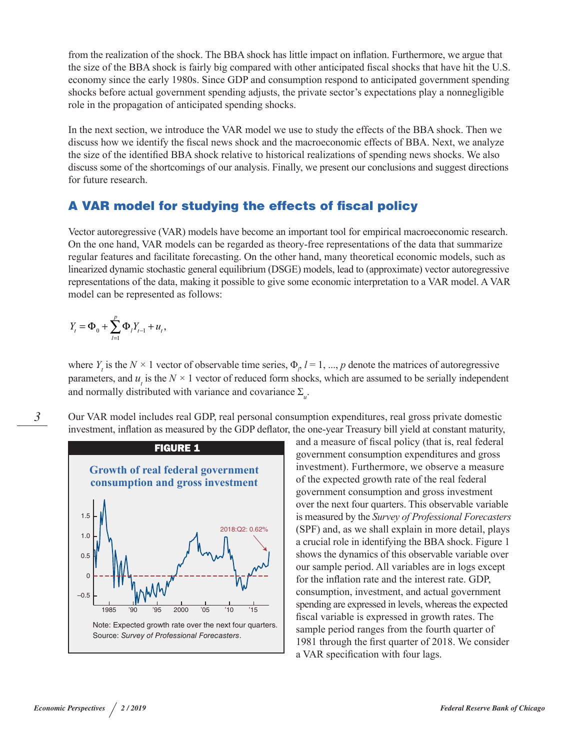from the realization of the shock. The BBA shock has little impact on inflation. Furthermore, we argue that the size of the BBA shock is fairly big compared with other anticipated fiscal shocks that have hit the U.S. economy since the early 1980s. Since GDP and consumption respond to anticipated government spending shocks before actual government spending adjusts, the private sector's expectations play a nonnegligible role in the propagation of anticipated spending shocks.

In the next section, we introduce the VAR model we use to study the effects of the BBA shock. Then we discuss how we identify the fiscal news shock and the macroeconomic effects of BBA. Next, we analyze the size of the identified BBA shock relative to historical realizations of spending news shocks. We also discuss some of the shortcomings of our analysis. Finally, we present our conclusions and suggest directions for future research.

## A VAR model for studying the effects of fiscal policy

Vector autoregressive (VAR) models have become an important tool for empirical macroeconomic research. On the one hand, VAR models can be regarded as theory-free representations of the data that summarize regular features and facilitate forecasting. On the other hand, many theoretical economic models, such as linearized dynamic stochastic general equilibrium (DSGE) models, lead to (approximate) vector autoregressive representations of the data, making it possible to give some economic interpretation to a VAR model. A VAR model can be represented as follows:

$$Y_t = \Phi_0 + \sum_{l=1}^{p} \Phi_l Y_{t-1} + u_t,$$

where $Y_t$ is the $N \times 1$ vector of observable time series, $\Phi_l$, $l = 1, ..., p$ denote the matrices of autoregressive parameters, and $u_t$ is the $N \times 1$ vector of reduced form shocks, which are assumed to be serially independent and normally distributed with variance and covariance $\Sigma_u$.

Our VAR model includes real GDP, real personal consumption expenditures, real gross private domestic investment, inflation as measured by the GDP deflator, the one-year Treasury bill yield at constant maturity, and a measure of fiscal policy (that is, real federal government consumption expenditures and gross investment). Furthermore, we observe a measure of the expected growth rate of the real federal government consumption and gross investment over the next four quarters. This observable variable is measured by the *Survey of Professional Forecasters* (SPF) and, as we shall explain in more detail, plays a crucial role in identifying the BBA shock. Figure 1 shows the dynamics of this observable variable over our sample period. All variables are in logs except for the inflation rate and the interest rate. GDP, consumption, investment, and actual government spending are expressed in levels, whereas the expected fiscal variable is expressed in growth rates. The sample period ranges from the fourth quarter of 1981 through the first quarter of 2018. We consider a VAR specification with four lags.

**FIGURE 1**

**Growth of real federal government consumption and gross investment**

Note: Expected growth rate over the next four quarters.
Source: *Survey of Professional Forecasters*.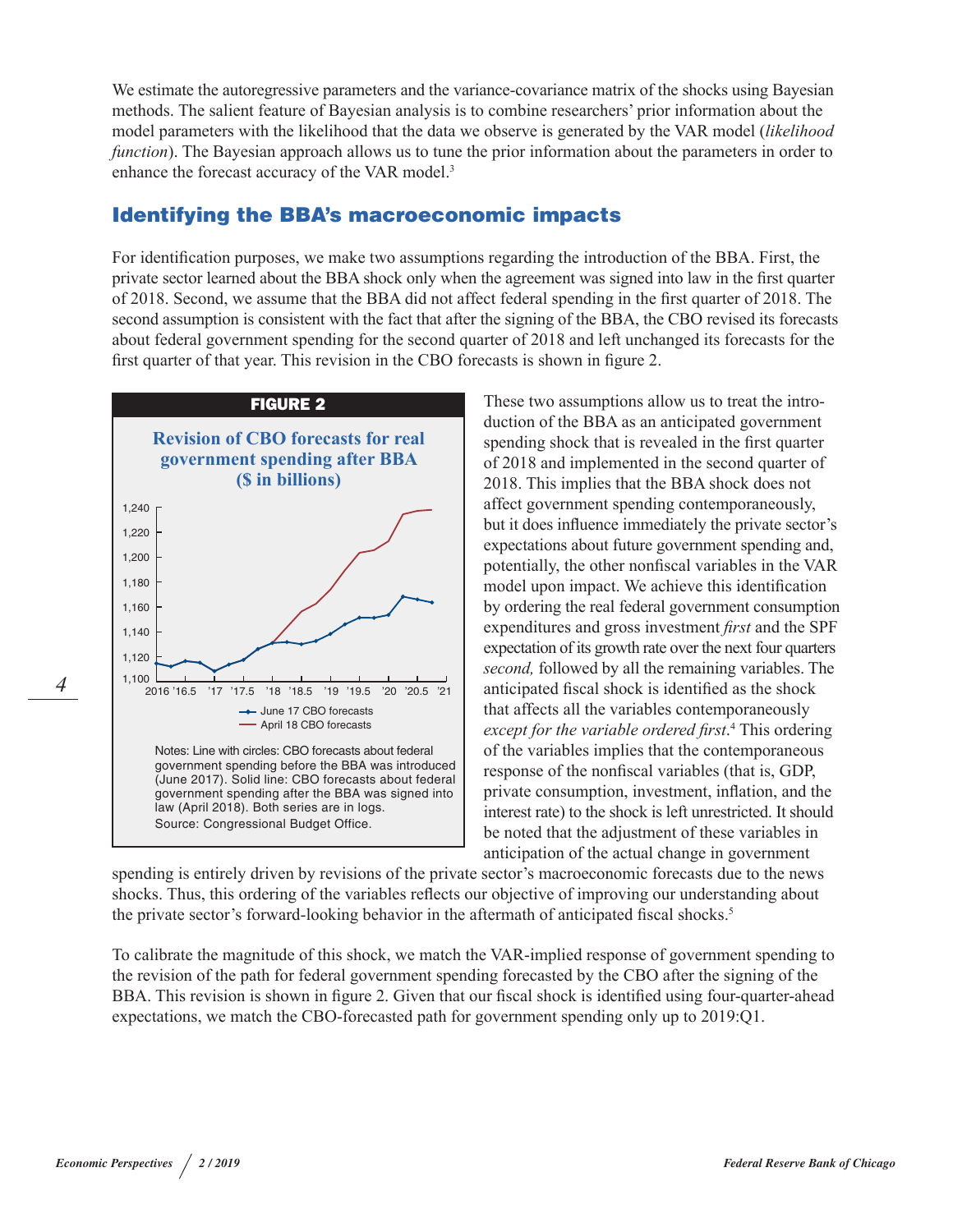We estimate the autoregressive parameters and the variance-covariance matrix of the shocks using Bayesian methods. The salient feature of Bayesian analysis is to combine researchers' prior information about the model parameters with the likelihood that the data we observe is generated by the VAR model (*likelihood function*). The Bayesian approach allows us to tune the prior information about the parameters in order to enhance the forecast accuracy of the VAR model.[3]

## Identifying the BBA's macroeconomic impacts

For identification purposes, we make two assumptions regarding the introduction of the BBA. First, the private sector learned about the BBA shock only when the agreement was signed into law in the first quarter of 2018. Second, we assume that the BBA did not affect federal spending in the first quarter of 2018. The second assumption is consistent with the fact that after the signing of the BBA, the CBO revised its forecasts about federal government spending for the second quarter of 2018 and left unchanged its forecasts for the first quarter of that year. This revision in the CBO forecasts is shown in figure 2.

**FIGURE 2**

**Revision of CBO forecasts for real government spending after BBA ($ in billions)**

Notes: Line with circles: CBO forecasts about federal government spending before the BBA was introduced (June 2017). Solid line: CBO forecasts about federal government spending after the BBA was signed into law (April 2018). Both series are in logs.
Source: Congressional Budget Office.

These two assumptions allow us to treat the introduction of the BBA as an anticipated government spending shock that is revealed in the first quarter of 2018 and implemented in the second quarter of 2018. This implies that the BBA shock does not affect government spending contemporaneously, but it does influence immediately the private sector's expectations about future government spending and, potentially, the other nonfiscal variables in the VAR model upon impact. We achieve this identification by ordering the real federal government consumption expenditures and gross investment *first* and the SPF expectation of its growth rate over the next four quarters *second,* followed by all the remaining variables. The anticipated fiscal shock is identified as the shock that affects all the variables contemporaneously *except for the variable ordered first*.[4] This ordering of the variables implies that the contemporaneous response of the nonfiscal variables (that is, GDP, private consumption, investment, inflation, and the interest rate) to the shock is left unrestricted. It should be noted that the adjustment of these variables in anticipation of the actual change in government spending is entirely driven by revisions of the private sector's macroeconomic forecasts due to the news shocks. Thus, this ordering of the variables reflects our objective of improving our understanding about the private sector's forward-looking behavior in the aftermath of anticipated fiscal shocks.[5]

To calibrate the magnitude of this shock, we match the VAR-implied response of government spending to the revision of the path for federal government spending forecasted by the CBO after the signing of the BBA. This revision is shown in figure 2. Given that our fiscal shock is identified using four-quarter-ahead expectations, we match the CBO-forecasted path for government spending only up to 2019:Q1.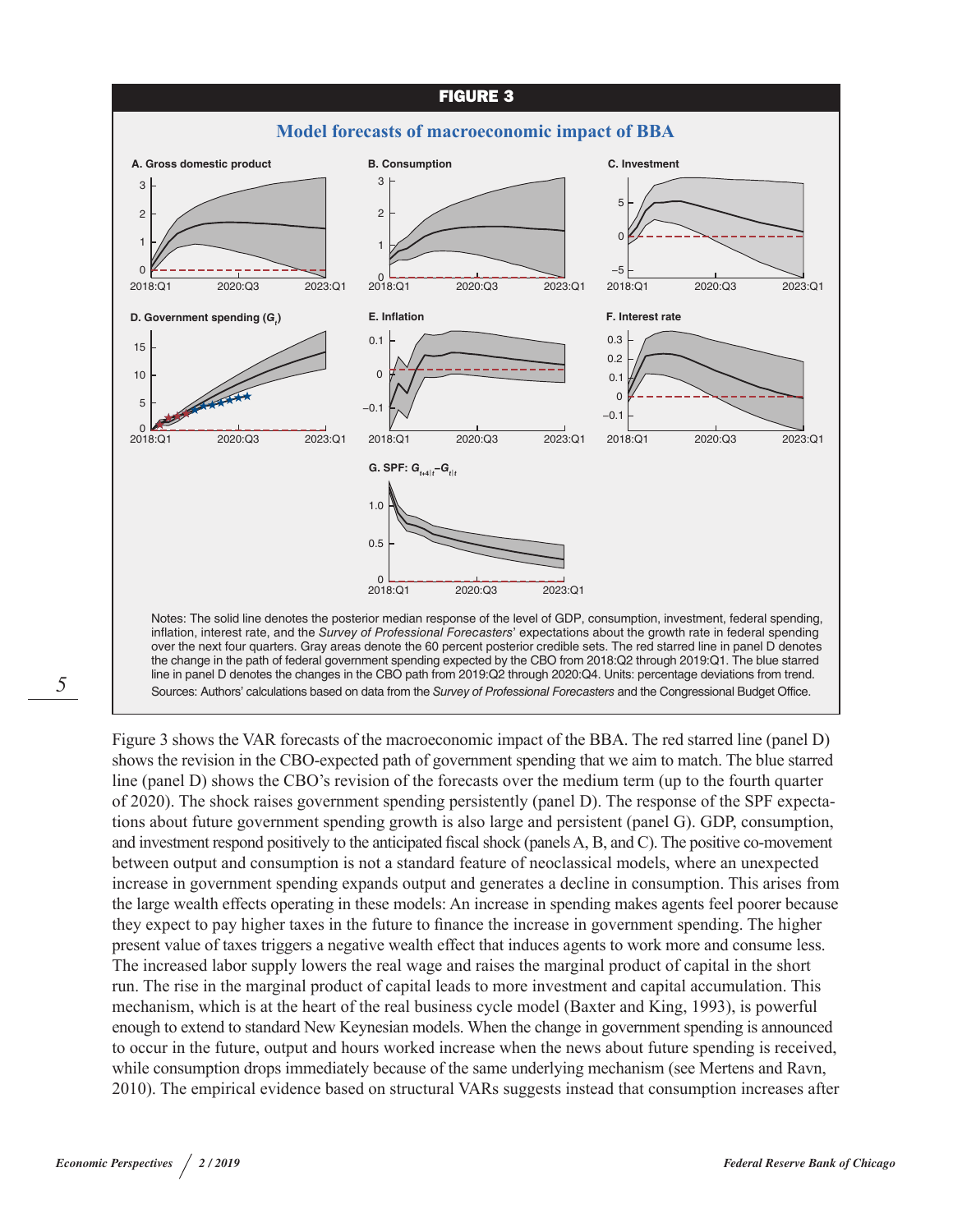**FIGURE 3**

**Model forecasts of macroeconomic impact of BBA**

Notes: The solid line denotes the posterior median response of the level of GDP, consumption, investment, federal spending, inflation, interest rate, and the *Survey of Professional Forecasters*' expectations about the growth rate in federal spending over the next four quarters. Gray areas denote the 60 percent posterior credible sets. The red starred line in panel D denotes the change in the path of federal government spending expected by the CBO from 2018:Q2 through 2019:Q1. The blue starred line in panel D denotes the changes in the CBO path from 2019:Q2 through 2020:Q4. Units: percentage deviations from trend.

Sources: Authors' calculations based on data from the *Survey of Professional Forecasters* and the Congressional Budget Office.

Figure 3 shows the VAR forecasts of the macroeconomic impact of the BBA. The red starred line (panel D) shows the revision in the CBO-expected path of government spending that we aim to match. The blue starred line (panel D) shows the CBO's revision of the forecasts over the medium term (up to the fourth quarter of 2020). The shock raises government spending persistently (panel D). The response of the SPF expectations about future government spending growth is also large and persistent (panel G). GDP, consumption, and investment respond positively to the anticipated fiscal shock (panels A, B, and C). The positive co-movement between output and consumption is not a standard feature of neoclassical models, where an unexpected increase in government spending expands output and generates a decline in consumption. This arises from the large wealth effects operating in these models: An increase in spending makes agents feel poorer because they expect to pay higher taxes in the future to finance the increase in government spending. The higher present value of taxes triggers a negative wealth effect that induces agents to work more and consume less. The increased labor supply lowers the real wage and raises the marginal product of capital in the short run. The rise in the marginal product of capital leads to more investment and capital accumulation. This mechanism, which is at the heart of the real business cycle model (Baxter and King, 1993), is powerful enough to extend to standard New Keynesian models. When the change in government spending is announced to occur in the future, output and hours worked increase when the news about future spending is received, while consumption drops immediately because of the same underlying mechanism (see Mertens and Ravn, 2010). The empirical evidence based on structural VARs suggests instead that consumption increases after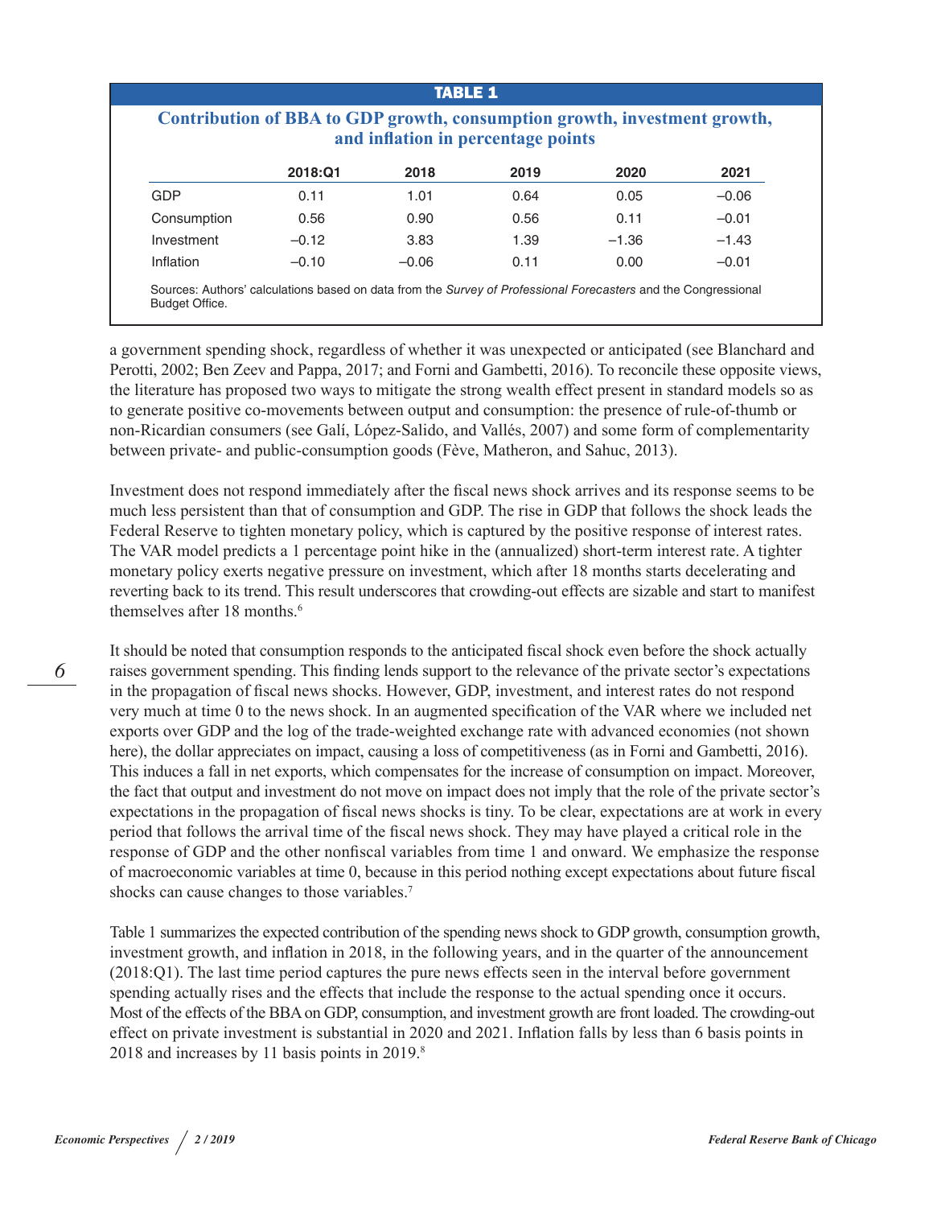**TABLE 1**

**Contribution of BBA to GDP growth, consumption growth, investment growth, and inflation in percentage points**

| | 2018:Q1 | 2018 | 2019 | 2020 | 2021 |
|---|---|---|---|---|---|
| GDP | 0.11 | 1.01 | 0.64 | 0.05 | –0.06 |
| Consumption | 0.56 | 0.90 | 0.56 | 0.11 | –0.01 |
| Investment | –0.12 | 3.83 | 1.39 | –1.36 | –1.43 |
| Inflation | –0.10 | –0.06 | 0.11 | 0.00 | –0.01 |

Sources: Authors' calculations based on data from the *Survey of Professional Forecasters* and the Congressional Budget Office.

a government spending shock, regardless of whether it was unexpected or anticipated (see Blanchard and Perotti, 2002; Ben Zeev and Pappa, 2017; and Forni and Gambetti, 2016). To reconcile these opposite views, the literature has proposed two ways to mitigate the strong wealth effect present in standard models so as to generate positive co-movements between output and consumption: the presence of rule-of-thumb or non-Ricardian consumers (see Galí, López-Salido, and Vallés, 2007) and some form of complementarity between private- and public-consumption goods (Fève, Matheron, and Sahuc, 2013).

Investment does not respond immediately after the fiscal news shock arrives and its response seems to be much less persistent than that of consumption and GDP. The rise in GDP that follows the shock leads the Federal Reserve to tighten monetary policy, which is captured by the positive response of interest rates. The VAR model predicts a 1 percentage point hike in the (annualized) short-term interest rate. A tighter monetary policy exerts negative pressure on investment, which after 18 months starts decelerating and reverting back to its trend. This result underscores that crowding-out effects are sizable and start to manifest themselves after 18 months.[6]

It should be noted that consumption responds to the anticipated fiscal shock even before the shock actually raises government spending. This finding lends support to the relevance of the private sector's expectations in the propagation of fiscal news shocks. However, GDP, investment, and interest rates do not respond very much at time 0 to the news shock. In an augmented specification of the VAR where we included net exports over GDP and the log of the trade-weighted exchange rate with advanced economies (not shown here), the dollar appreciates on impact, causing a loss of competitiveness (as in Forni and Gambetti, 2016). This induces a fall in net exports, which compensates for the increase of consumption on impact. Moreover, the fact that output and investment do not move on impact does not imply that the role of the private sector's expectations in the propagation of fiscal news shocks is tiny. To be clear, expectations are at work in every period that follows the arrival time of the fiscal news shock. They may have played a critical role in the response of GDP and the other nonfiscal variables from time 1 and onward. We emphasize the response of macroeconomic variables at time 0, because in this period nothing except expectations about future fiscal shocks can cause changes to those variables.[7]

Table 1 summarizes the expected contribution of the spending news shock to GDP growth, consumption growth, investment growth, and inflation in 2018, in the following years, and in the quarter of the announcement (2018:Q1). The last time period captures the pure news effects seen in the interval before government spending actually rises and the effects that include the response to the actual spending once it occurs. Most of the effects of the BBA on GDP, consumption, and investment growth are front loaded. The crowding-out effect on private investment is substantial in 2020 and 2021. Inflation falls by less than 6 basis points in 2018 and increases by 11 basis points in 2019.[8]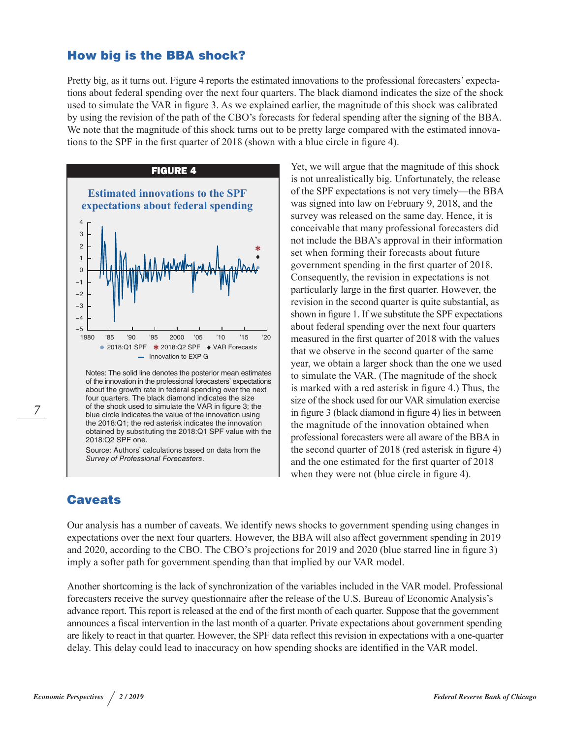## How big is the BBA shock?

Pretty big, as it turns out. Figure 4 reports the estimated innovations to the professional forecasters' expectations about federal spending over the next four quarters. The black diamond indicates the size of the shock used to simulate the VAR in figure 3. As we explained earlier, the magnitude of this shock was calibrated by using the revision of the path of the CBO's forecasts for federal spending after the signing of the BBA. We note that the magnitude of this shock turns out to be pretty large compared with the estimated innovations to the SPF in the first quarter of 2018 (shown with a blue circle in figure 4).

**FIGURE 4**

**Estimated innovations to the SPF expectations about federal spending**

Notes: The solid line denotes the posterior mean estimates of the innovation in the professional forecasters' expectations about the growth rate in federal spending over the next four quarters. The black diamond indicates the size of the shock used to simulate the VAR in figure 3; the blue circle indicates the value of the innovation using the 2018:Q1; the red asterisk indicates the innovation obtained by substituting the 2018:Q1 SPF value with the 2018:Q2 SPF one.

Source: Authors' calculations based on data from the *Survey of Professional Forecasters*.

Yet, we will argue that the magnitude of this shock is not unrealistically big. Unfortunately, the release of the SPF expectations is not very timely—the BBA was signed into law on February 9, 2018, and the survey was released on the same day. Hence, it is conceivable that many professional forecasters did not include the BBA's approval in their information set when forming their forecasts about future government spending in the first quarter of 2018. Consequently, the revision in expectations is not particularly large in the first quarter. However, the revision in the second quarter is quite substantial, as shown in figure 1. If we substitute the SPF expectations about federal spending over the next four quarters measured in the first quarter of 2018 with the values that we observe in the second quarter of the same year, we obtain a larger shock than the one we used to simulate the VAR. (The magnitude of the shock is marked with a red asterisk in figure 4.) Thus, the size of the shock used for our VAR simulation exercise in figure 3 (black diamond in figure 4) lies in between the magnitude of the innovation obtained when professional forecasters were all aware of the BBA in the second quarter of 2018 (red asterisk in figure 4) and the one estimated for the first quarter of 2018 when they were not (blue circle in figure 4).

## Caveats

Our analysis has a number of caveats. We identify news shocks to government spending using changes in expectations over the next four quarters. However, the BBA will also affect government spending in 2019 and 2020, according to the CBO. The CBO's projections for 2019 and 2020 (blue starred line in figure 3) imply a softer path for government spending than that implied by our VAR model.

Another shortcoming is the lack of synchronization of the variables included in the VAR model. Professional forecasters receive the survey questionnaire after the release of the U.S. Bureau of Economic Analysis's advance report. This report is released at the end of the first month of each quarter. Suppose that the government announces a fiscal intervention in the last month of a quarter. Private expectations about government spending are likely to react in that quarter. However, the SPF data reflect this revision in expectations with a one-quarter delay. This delay could lead to inaccuracy on how spending shocks are identified in the VAR model.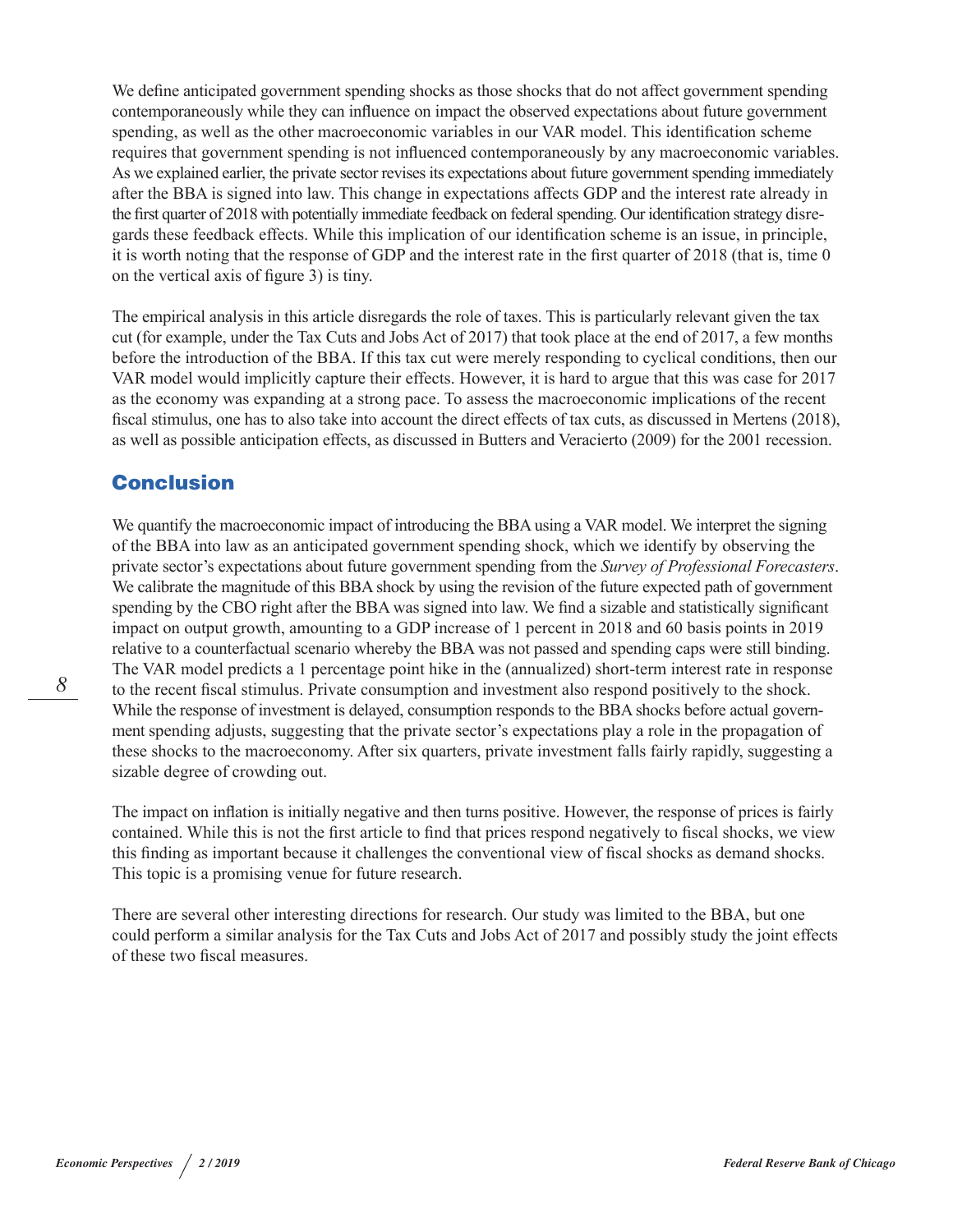We define anticipated government spending shocks as those shocks that do not affect government spending contemporaneously while they can influence on impact the observed expectations about future government spending, as well as the other macroeconomic variables in our VAR model. This identification scheme requires that government spending is not influenced contemporaneously by any macroeconomic variables. As we explained earlier, the private sector revises its expectations about future government spending immediately after the BBA is signed into law. This change in expectations affects GDP and the interest rate already in the first quarter of 2018 with potentially immediate feedback on federal spending. Our identification strategy disregards these feedback effects. While this implication of our identification scheme is an issue, in principle, it is worth noting that the response of GDP and the interest rate in the first quarter of 2018 (that is, time 0 on the vertical axis of figure 3) is tiny.

The empirical analysis in this article disregards the role of taxes. This is particularly relevant given the tax cut (for example, under the Tax Cuts and Jobs Act of 2017) that took place at the end of 2017, a few months before the introduction of the BBA. If this tax cut were merely responding to cyclical conditions, then our VAR model would implicitly capture their effects. However, it is hard to argue that this was case for 2017 as the economy was expanding at a strong pace. To assess the macroeconomic implications of the recent fiscal stimulus, one has to also take into account the direct effects of tax cuts, as discussed in Mertens (2018), as well as possible anticipation effects, as discussed in Butters and Veracierto (2009) for the 2001 recession.

## Conclusion

We quantify the macroeconomic impact of introducing the BBA using a VAR model. We interpret the signing of the BBA into law as an anticipated government spending shock, which we identify by observing the private sector's expectations about future government spending from the *Survey of Professional Forecasters*. We calibrate the magnitude of this BBA shock by using the revision of the future expected path of government spending by the CBO right after the BBA was signed into law. We find a sizable and statistically significant impact on output growth, amounting to a GDP increase of 1 percent in 2018 and 60 basis points in 2019 relative to a counterfactual scenario whereby the BBA was not passed and spending caps were still binding. The VAR model predicts a 1 percentage point hike in the (annualized) short-term interest rate in response to the recent fiscal stimulus. Private consumption and investment also respond positively to the shock. While the response of investment is delayed, consumption responds to the BBA shocks before actual government spending adjusts, suggesting that the private sector's expectations play a role in the propagation of these shocks to the macroeconomy. After six quarters, private investment falls fairly rapidly, suggesting a sizable degree of crowding out.

The impact on inflation is initially negative and then turns positive. However, the response of prices is fairly contained. While this is not the first article to find that prices respond negatively to fiscal shocks, we view this finding as important because it challenges the conventional view of fiscal shocks as demand shocks. This topic is a promising venue for future research.

There are several other interesting directions for research. Our study was limited to the BBA, but one could perform a similar analysis for the Tax Cuts and Jobs Act of 2017 and possibly study the joint effects of these two fiscal measures.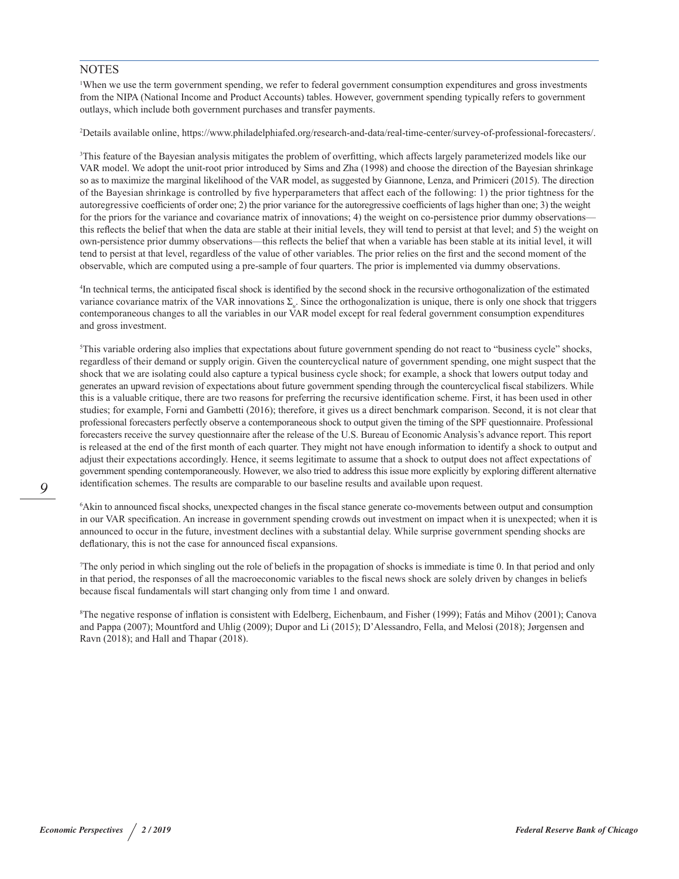## NOTES

[1]When we use the term government spending, we refer to federal government consumption expenditures and gross investments from the NIPA (National Income and Product Accounts) tables. However, government spending typically refers to government outlays, which include both government purchases and transfer payments.

[2]Details available online, https://www.philadelphiafed.org/research-and-data/real-time-center/survey-of-professional-forecasters/.

[3]This feature of the Bayesian analysis mitigates the problem of overfitting, which affects largely parameterized models like our VAR model. We adopt the unit-root prior introduced by Sims and Zha (1998) and choose the direction of the Bayesian shrinkage so as to maximize the marginal likelihood of the VAR model, as suggested by Giannone, Lenza, and Primiceri (2015). The direction of the Bayesian shrinkage is controlled by five hyperparameters that affect each of the following: 1) the prior tightness for the autoregressive coefficients of order one; 2) the prior variance for the autoregressive coefficients of lags higher than one; 3) the weight for the priors for the variance and covariance matrix of innovations; 4) the weight on co-persistence prior dummy observations—this reflects the belief that when the data are stable at their initial levels, they will tend to persist at that level; and 5) the weight on own-persistence prior dummy observations—this reflects the belief that when a variable has been stable at its initial level, it will tend to persist at that level, regardless of the value of other variables. The prior relies on the first and the second moment of the observable, which are computed using a pre-sample of four quarters. The prior is implemented via dummy observations.

[4]In technical terms, the anticipated fiscal shock is identified by the second shock in the recursive orthogonalization of the estimated variance covariance matrix of the VAR innovations $\Sigma_u$. Since the orthogonalization is unique, there is only one shock that triggers contemporaneous changes to all the variables in our VAR model except for real federal government consumption expenditures and gross investment.

[5]This variable ordering also implies that expectations about future government spending do not react to "business cycle" shocks, regardless of their demand or supply origin. Given the countercyclical nature of government spending, one might suspect that the shock that we are isolating could also capture a typical business cycle shock; for example, a shock that lowers output today and generates an upward revision of expectations about future government spending through the countercyclical fiscal stabilizers. While this is a valuable critique, there are two reasons for preferring the recursive identification scheme. First, it has been used in other studies; for example, Forni and Gambetti (2016); therefore, it gives us a direct benchmark comparison. Second, it is not clear that professional forecasters perfectly observe a contemporaneous shock to output given the timing of the SPF questionnaire. Professional forecasters receive the survey questionnaire after the release of the U.S. Bureau of Economic Analysis's advance report. This report is released at the end of the first month of each quarter. They might not have enough information to identify a shock to output and adjust their expectations accordingly. Hence, it seems legitimate to assume that a shock to output does not affect expectations of government spending contemporaneously. However, we also tried to address this issue more explicitly by exploring different alternative identification schemes. The results are comparable to our baseline results and available upon request.

[6]Akin to announced fiscal shocks, unexpected changes in the fiscal stance generate co-movements between output and consumption in our VAR specification. An increase in government spending crowds out investment on impact when it is unexpected; when it is announced to occur in the future, investment declines with a substantial delay. While surprise government spending shocks are deflationary, this is not the case for announced fiscal expansions.

[7]The only period in which singling out the role of beliefs in the propagation of shocks is immediate is time 0. In that period and only in that period, the responses of all the macroeconomic variables to the fiscal news shock are solely driven by changes in beliefs because fiscal fundamentals will start changing only from time 1 and onward.

[8]The negative response of inflation is consistent with Edelberg, Eichenbaum, and Fisher (1999); Fatás and Mihov (2001); Canova and Pappa (2007); Mountford and Uhlig (2009); Dupor and Li (2015); D'Alessandro, Fella, and Melosi (2018); Jørgensen and Ravn (2018); and Hall and Thapar (2018).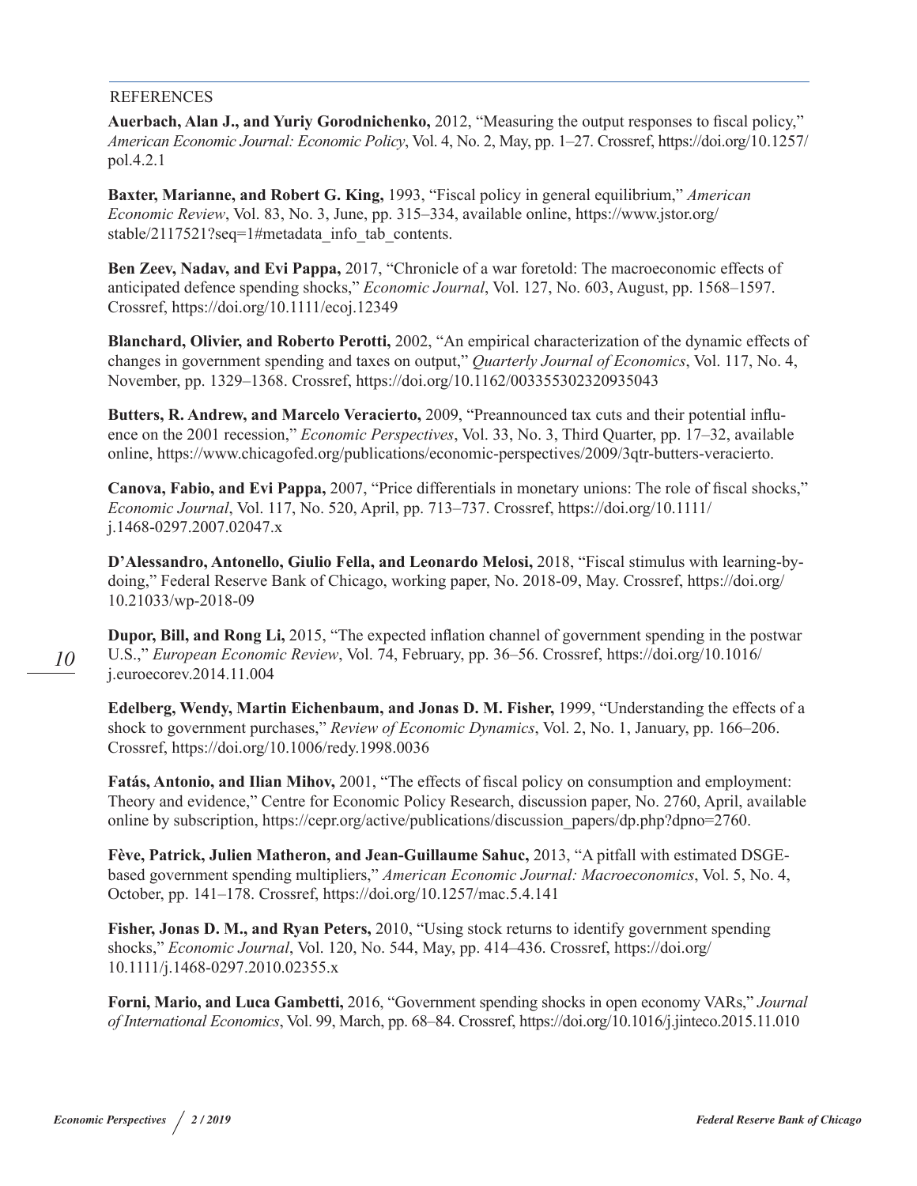## REFERENCES

**Auerbach, Alan J., and Yuriy Gorodnichenko,** 2012, "Measuring the output responses to fiscal policy," *American Economic Journal: Economic Policy*, Vol. 4, No. 2, May, pp. 1–27. Crossref, https://doi.org/10.1257/pol.4.2.1

**Baxter, Marianne, and Robert G. King,** 1993, "Fiscal policy in general equilibrium," *American Economic Review*, Vol. 83, No. 3, June, pp. 315–334, available online, https://www.jstor.org/stable/2117521?seq=1#metadata_info_tab_contents.

**Ben Zeev, Nadav, and Evi Pappa,** 2017, "Chronicle of a war foretold: The macroeconomic effects of anticipated defence spending shocks," *Economic Journal*, Vol. 127, No. 603, August, pp. 1568–1597. Crossref, https://doi.org/10.1111/ecoj.12349

**Blanchard, Olivier, and Roberto Perotti,** 2002, "An empirical characterization of the dynamic effects of changes in government spending and taxes on output," *Quarterly Journal of Economics*, Vol. 117, No. 4, November, pp. 1329–1368. Crossref, https://doi.org/10.1162/003355302320935043

**Butters, R. Andrew, and Marcelo Veracierto,** 2009, "Preannounced tax cuts and their potential influence on the 2001 recession," *Economic Perspectives*, Vol. 33, No. 3, Third Quarter, pp. 17–32, available online, https://www.chicagofed.org/publications/economic-perspectives/2009/3qtr-butters-veracierto.

**Canova, Fabio, and Evi Pappa,** 2007, "Price differentials in monetary unions: The role of fiscal shocks," *Economic Journal*, Vol. 117, No. 520, April, pp. 713–737. Crossref, https://doi.org/10.1111/j.1468-0297.2007.02047.x

**D'Alessandro, Antonello, Giulio Fella, and Leonardo Melosi,** 2018, "Fiscal stimulus with learning-by-doing," Federal Reserve Bank of Chicago, working paper, No. 2018-09, May. Crossref, https://doi.org/10.21033/wp-2018-09

**Dupor, Bill, and Rong Li,** 2015, "The expected inflation channel of government spending in the postwar U.S.," *European Economic Review*, Vol. 74, February, pp. 36–56. Crossref, https://doi.org/10.1016/j.euroecorev.2014.11.004

**Edelberg, Wendy, Martin Eichenbaum, and Jonas D. M. Fisher,** 1999, "Understanding the effects of a shock to government purchases," *Review of Economic Dynamics*, Vol. 2, No. 1, January, pp. 166–206. Crossref, https://doi.org/10.1006/redy.1998.0036

**Fatás, Antonio, and Ilian Mihov,** 2001, "The effects of fiscal policy on consumption and employment: Theory and evidence," Centre for Economic Policy Research, discussion paper, No. 2760, April, available online by subscription, https://cepr.org/active/publications/discussion_papers/dp.php?dpno=2760.

**Fève, Patrick, Julien Matheron, and Jean-Guillaume Sahuc,** 2013, "A pitfall with estimated DSGE-based government spending multipliers," *American Economic Journal: Macroeconomics*, Vol. 5, No. 4, October, pp. 141–178. Crossref, https://doi.org/10.1257/mac.5.4.141

**Fisher, Jonas D. M., and Ryan Peters,** 2010, "Using stock returns to identify government spending shocks," *Economic Journal*, Vol. 120, No. 544, May, pp. 414–436. Crossref, https://doi.org/10.1111/j.1468-0297.2010.02355.x

**Forni, Mario, and Luca Gambetti,** 2016, "Government spending shocks in open economy VARs," *Journal of International Economics*, Vol. 99, March, pp. 68–84. Crossref, https://doi.org/10.1016/j.jinteco.2015.11.010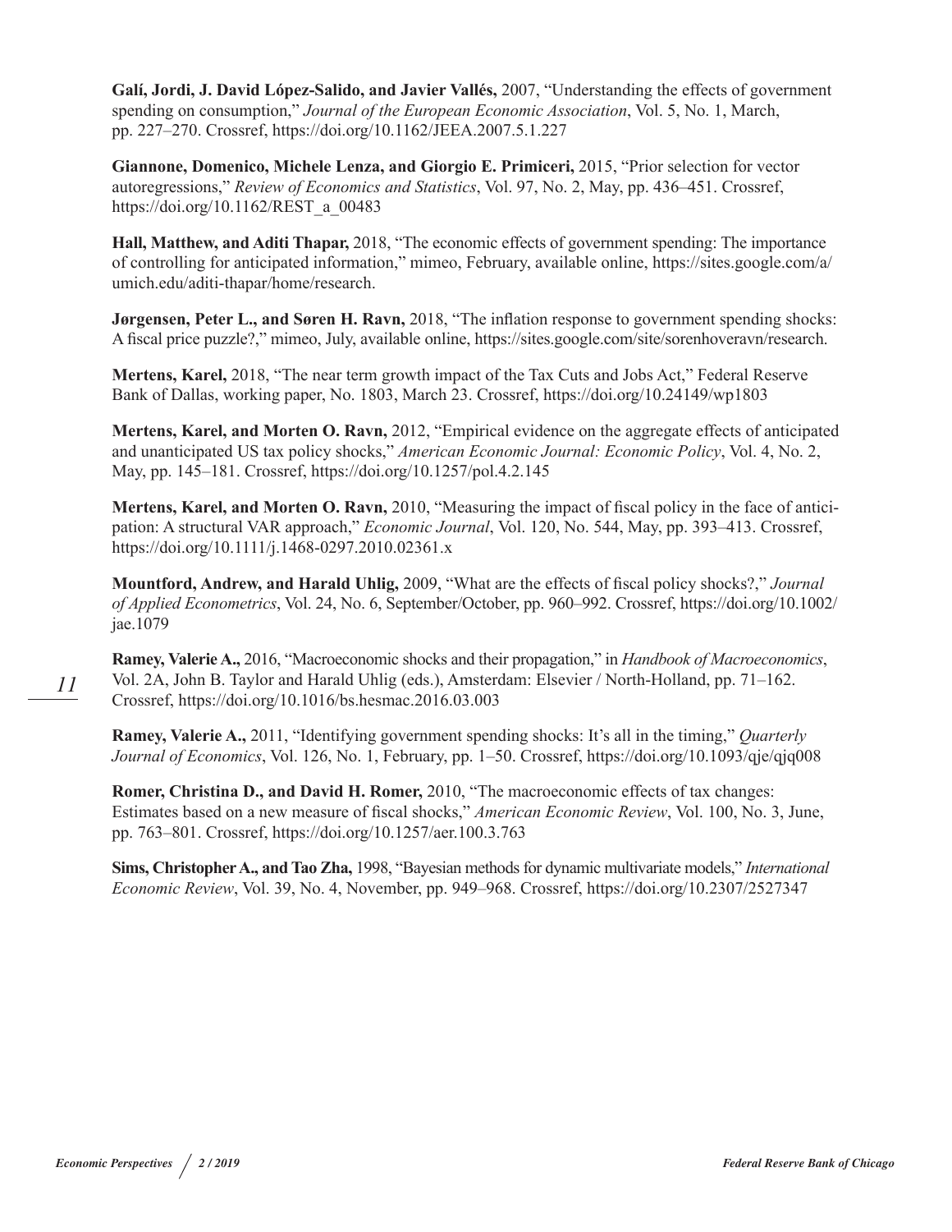**Galí, Jordi, J. David López-Salido, and Javier Vallés,** 2007, "Understanding the effects of government spending on consumption," *Journal of the European Economic Association*, Vol. 5, No. 1, March, pp. 227–270. Crossref, https://doi.org/10.1162/JEEA.2007.5.1.227

**Giannone, Domenico, Michele Lenza, and Giorgio E. Primiceri,** 2015, "Prior selection for vector autoregressions," *Review of Economics and Statistics*, Vol. 97, No. 2, May, pp. 436–451. Crossref, https://doi.org/10.1162/REST_a_00483

**Hall, Matthew, and Aditi Thapar,** 2018, "The economic effects of government spending: The importance of controlling for anticipated information," mimeo, February, available online, https://sites.google.com/a/umich.edu/aditi-thapar/home/research.

**Jørgensen, Peter L., and Søren H. Ravn,** 2018, "The inflation response to government spending shocks: A fiscal price puzzle?," mimeo, July, available online, https://sites.google.com/site/sorenhoveravn/research.

**Mertens, Karel,** 2018, "The near term growth impact of the Tax Cuts and Jobs Act," Federal Reserve Bank of Dallas, working paper, No. 1803, March 23. Crossref, https://doi.org/10.24149/wp1803

**Mertens, Karel, and Morten O. Ravn,** 2012, "Empirical evidence on the aggregate effects of anticipated and unanticipated US tax policy shocks," *American Economic Journal: Economic Policy*, Vol. 4, No. 2, May, pp. 145–181. Crossref, https://doi.org/10.1257/pol.4.2.145

**Mertens, Karel, and Morten O. Ravn,** 2010, "Measuring the impact of fiscal policy in the face of anticipation: A structural VAR approach," *Economic Journal*, Vol. 120, No. 544, May, pp. 393–413. Crossref, https://doi.org/10.1111/j.1468-0297.2010.02361.x

**Mountford, Andrew, and Harald Uhlig,** 2009, "What are the effects of fiscal policy shocks?," *Journal of Applied Econometrics*, Vol. 24, No. 6, September/October, pp. 960–992. Crossref, https://doi.org/10.1002/jae.1079

**Ramey, Valerie A.,** 2016, "Macroeconomic shocks and their propagation," in *Handbook of Macroeconomics*, Vol. 2A, John B. Taylor and Harald Uhlig (eds.), Amsterdam: Elsevier / North-Holland, pp. 71–162. Crossref, https://doi.org/10.1016/bs.hesmac.2016.03.003

**Ramey, Valerie A.,** 2011, "Identifying government spending shocks: It's all in the timing," *Quarterly Journal of Economics*, Vol. 126, No. 1, February, pp. 1–50. Crossref, https://doi.org/10.1093/qje/qjq008

**Romer, Christina D., and David H. Romer,** 2010, "The macroeconomic effects of tax changes: Estimates based on a new measure of fiscal shocks," *American Economic Review*, Vol. 100, No. 3, June, pp. 763–801. Crossref, https://doi.org/10.1257/aer.100.3.763

**Sims, Christopher A., and Tao Zha,** 1998, "Bayesian methods for dynamic multivariate models," *International Economic Review*, Vol. 39, No. 4, November, pp. 949–968. Crossref, https://doi.org/10.2307/2527347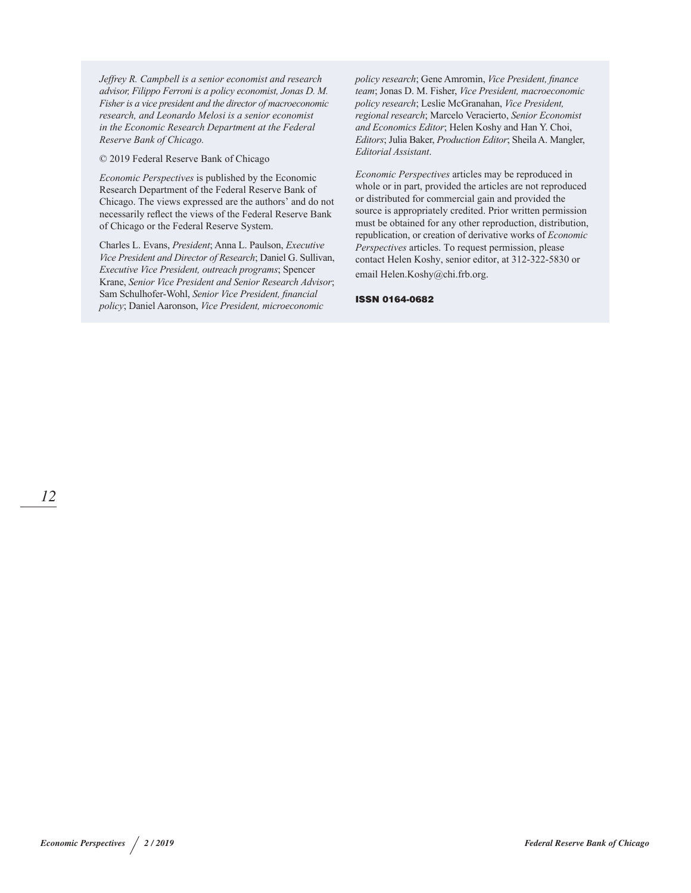*Jeffrey R. Campbell is a senior economist and research advisor, Filippo Ferroni is a policy economist, Jonas D. M. Fisher is a vice president and the director of macroeconomic research, and Leonardo Melosi is a senior economist in the Economic Research Department at the Federal Reserve Bank of Chicago.*

© 2019 Federal Reserve Bank of Chicago

*Economic Perspectives* is published by the Economic Research Department of the Federal Reserve Bank of Chicago. The views expressed are the authors' and do not necessarily reflect the views of the Federal Reserve Bank of Chicago or the Federal Reserve System.

Charles L. Evans, *President*; Anna L. Paulson, *Executive Vice President and Director of Research*; Daniel G. Sullivan, *Executive Vice President, outreach programs*; Spencer Krane, *Senior Vice President and Senior Research Advisor*; Sam Schulhofer-Wohl, *Senior Vice President, financial policy*; Daniel Aaronson, *Vice President, microeconomic policy research*; Gene Amromin, *Vice President, finance team*; Jonas D. M. Fisher, *Vice President, macroeconomic policy research*; Leslie McGranahan, *Vice President, regional research*; Marcelo Veracierto, *Senior Economist and Economics Editor*; Helen Koshy and Han Y. Choi, *Editors*; Julia Baker, *Production Editor*; Sheila A. Mangler, *Editorial Assistant*.

*Economic Perspectives* articles may be reproduced in whole or in part, provided the articles are not reproduced or distributed for commercial gain and provided the source is appropriately credited. Prior written permission must be obtained for any other reproduction, distribution, republication, or creation of derivative works of *Economic Perspectives* articles. To request permission, please contact Helen Koshy, senior editor, at 312-322-5830 or email Helen.Koshy@chi.frb.org.

**ISSN 0164-0682**